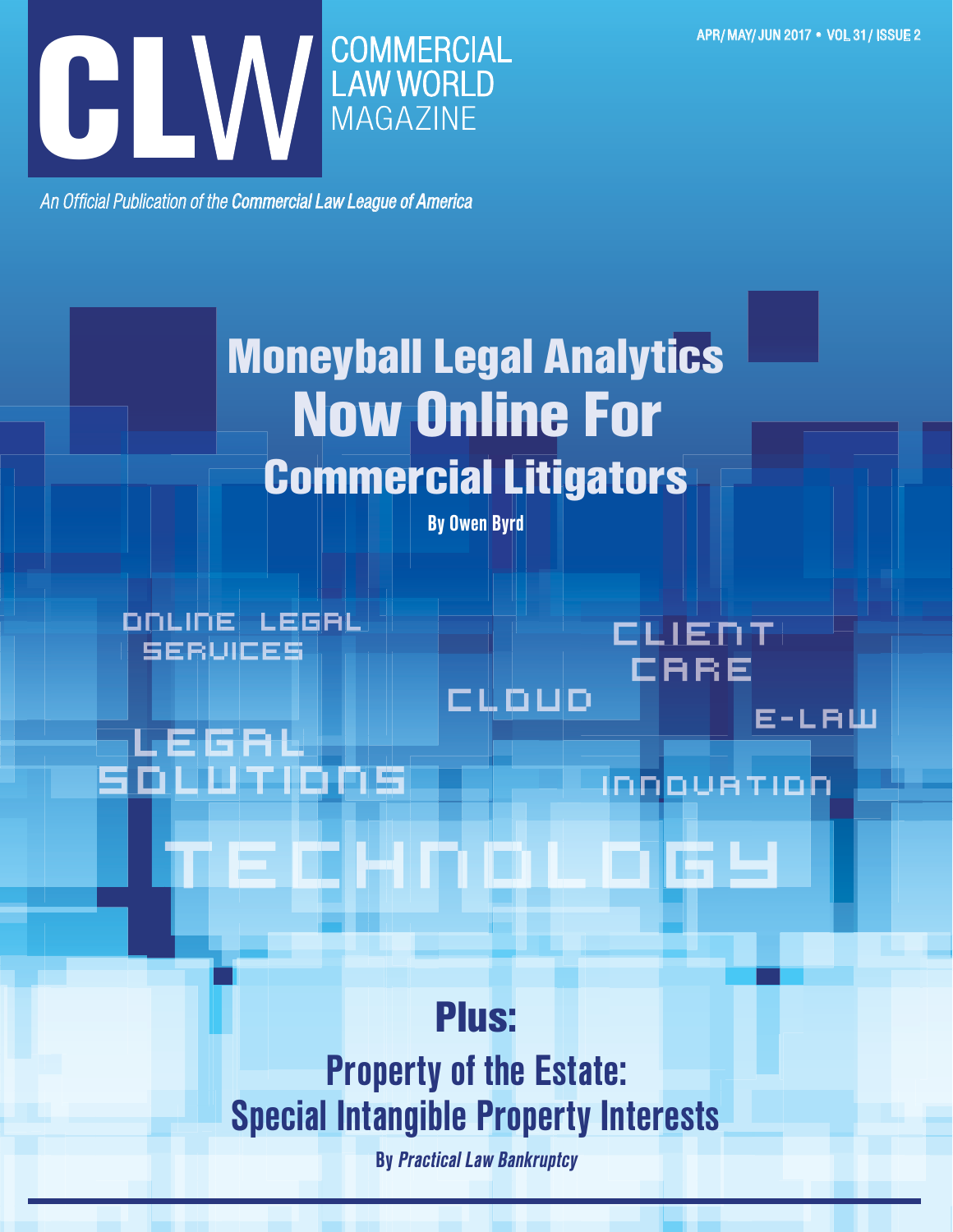# CLW COMMERCIAL LAW WORLD MAGAZINE

APR/ MAY/ JUN 2017 • VOL 31/ ISSUE 2

*An Official Publication of the **Commercial Law League of America***

# Moneyball Legal Analytics Now Online For Commercial Litigators

**By Owen Byrd**

ONLINE LEGAL SERVICES

CLIENT CARE

CLOUD

E-LAW

LEGAL SOLUTIONS

INNOVATION

TECHNOLOGY

## Plus:

## Property of the Estate: Special Intangible Property Interests

**By *Practical Law Bankruptcy***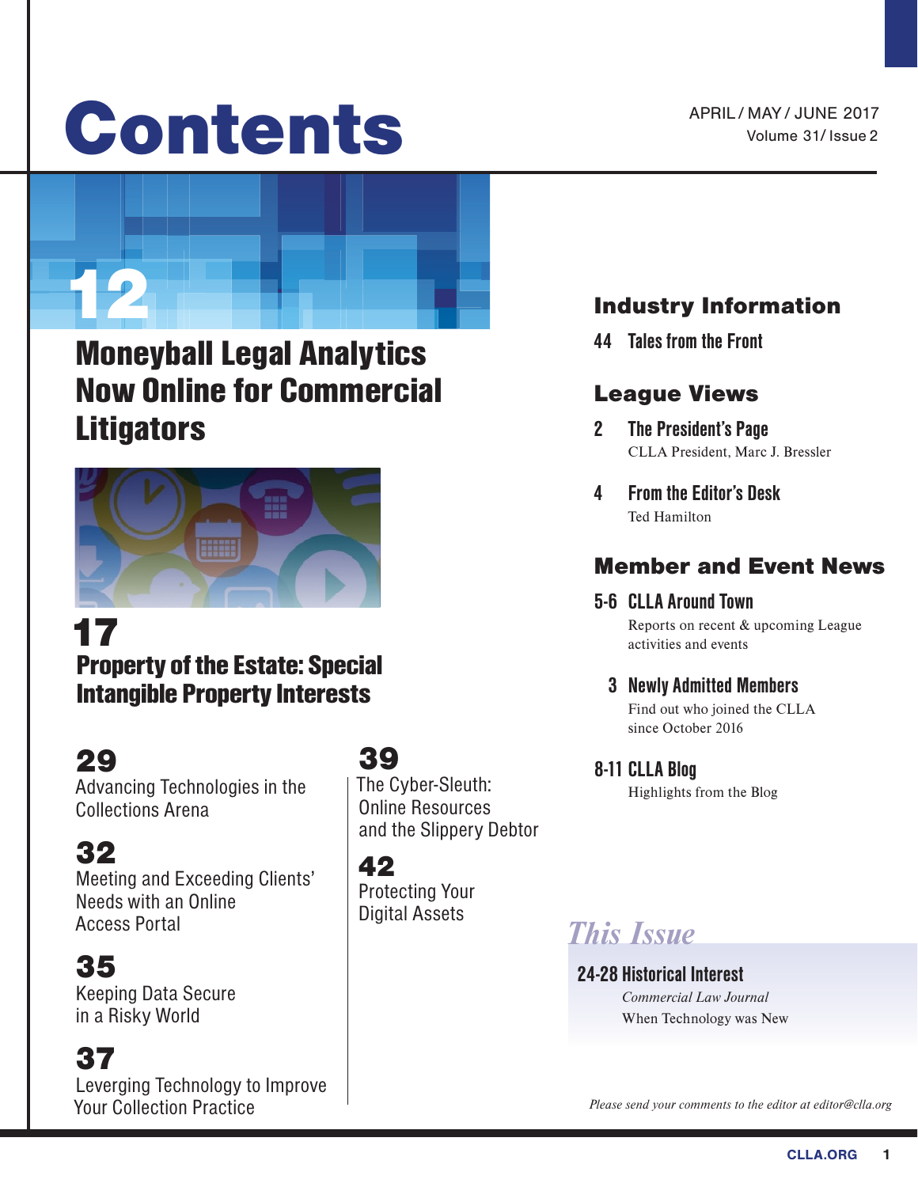# Contents

APRIL / MAY / JUNE 2017
Volume 31/ Issue 2

## 12
### Moneyball Legal Analytics Now Online for Commercial Litigators

## 17
### Property of the Estate: Special Intangible Property Interests

**29**
Advancing Technologies in the Collections Arena

**32**
Meeting and Exceeding Clients' Needs with an Online Access Portal

**35**
Keeping Data Secure in a Risky World

**37**
Leverging Technology to Improve Your Collection Practice

**39**
The Cyber-Sleuth: Online Resources and the Slippery Debtor

**42**
Protecting Your Digital Assets

## Industry Information

**44 Tales from the Front**

## League Views

**2 The President's Page**
CLLA President, Marc J. Bressler

**4 From the Editor's Desk**
Ted Hamilton

## Member and Event News

**5-6 CLLA Around Town**
Reports on recent & upcoming League activities and events

**3 Newly Admitted Members**
Find out who joined the CLLA since October 2016

**8-11 CLLA Blog**
Highlights from the Blog

## *This Issue*

**24-28 Historical Interest**
*Commercial Law Journal*
When Technology was New

*Please send your comments to the editor at editor@clla.org*